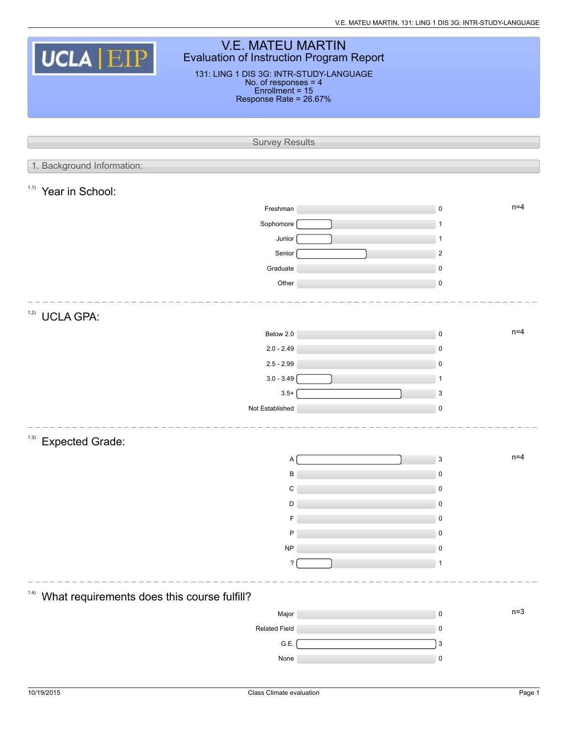# V.E. MATEU MARTIN

## Evaluation of Instruction Program Report

131: LING 1 DIS 3G: INTR-STUDY-LANGUAGE
No. of responses = 4
Enrollment = 15
Response Rate = 26.67%

## Survey Results

### 1. Background Information:

#### 1.1) Year in School:

n=4

| Response | Count |
|---|---|
| Freshman | 0 |
| Sophomore | 1 |
| Junior | 1 |
| Senior | 2 |
| Graduate | 0 |
| Other | 0 |

#### 1.2) UCLA GPA:

n=4

| Response | Count |
|---|---|
| Below 2.0 | 0 |
| 2.0 - 2.49 | 0 |
| 2.5 - 2.99 | 0 |
| 3.0 - 3.49 | 1 |
| 3.5+ | 3 |
| Not Established | 0 |

#### 1.3) Expected Grade:

n=4

| Response | Count |
|---|---|
| A | 3 |
| B | 0 |
| C | 0 |
| D | 0 |
| F | 0 |
| P | 0 |
| NP | 0 |
| ? | 1 |

#### 1.4) What requirements does this course fulfill?

n=3

| Response | Count |
|---|---|
| Major | 0 |
| Related Field | 0 |
| G.E. | 3 |
| None | 0 |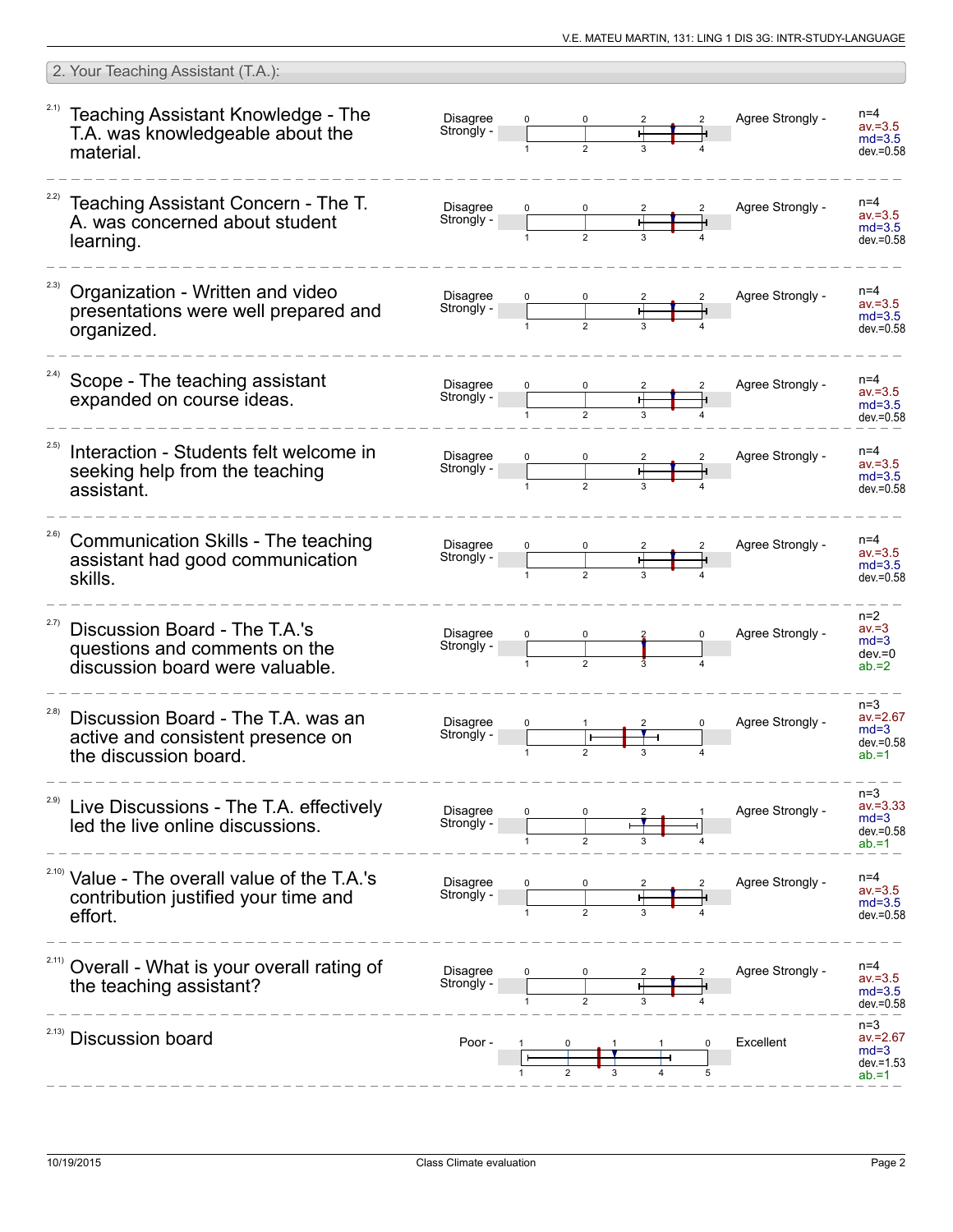## 2. Your Teaching Assistant (T.A.):

| Item | Question | Scale left | 1 | 2 | 3 | 4 | 5 | Scale right | Statistics |
|---|---|---|---|---|---|---|---|---|---|
| 2.1) | Teaching Assistant Knowledge - The T.A. was knowledgeable about the material. | Disagree Strongly | 0 | 0 | 2 | 2 | | Agree Strongly | n=4, av.=3.5, md=3.5, dev.=0.58 |
| 2.2) | Teaching Assistant Concern - The T. A. was concerned about student learning. | Disagree Strongly | 0 | 0 | 2 | 2 | | Agree Strongly | n=4, av.=3.5, md=3.5, dev.=0.58 |
| 2.3) | Organization - Written and video presentations were well prepared and organized. | Disagree Strongly | 0 | 0 | 2 | 2 | | Agree Strongly | n=4, av.=3.5, md=3.5, dev.=0.58 |
| 2.4) | Scope - The teaching assistant expanded on course ideas. | Disagree Strongly | 0 | 0 | 2 | 2 | | Agree Strongly | n=4, av.=3.5, md=3.5, dev.=0.58 |
| 2.5) | Interaction - Students felt welcome in seeking help from the teaching assistant. | Disagree Strongly | 0 | 0 | 2 | 2 | | Agree Strongly | n=4, av.=3.5, md=3.5, dev.=0.58 |
| 2.6) | Communication Skills - The teaching assistant had good communication skills. | Disagree Strongly | 0 | 0 | 2 | 2 | | Agree Strongly | n=4, av.=3.5, md=3.5, dev.=0.58 |
| 2.7) | Discussion Board - The T.A.'s questions and comments on the discussion board were valuable. | Disagree Strongly | 0 | 0 | 2 | 0 | | Agree Strongly | n=2, av.=3, md=3, dev.=0, ab.=2 |
| 2.8) | Discussion Board - The T.A. was an active and consistent presence on the discussion board. | Disagree Strongly | 0 | 1 | 2 | 0 | | Agree Strongly | n=3, av.=2.67, md=3, dev.=0.58, ab.=1 |
| 2.9) | Live Discussions - The T.A. effectively led the live online discussions. | Disagree Strongly | 0 | 0 | 2 | 1 | | Agree Strongly | n=3, av.=3.33, md=3, dev.=0.58, ab.=1 |
| 2.10) | Value - The overall value of the T.A.'s contribution justified your time and effort. | Disagree Strongly | 0 | 0 | 2 | 2 | | Agree Strongly | n=4, av.=3.5, md=3.5, dev.=0.58 |
| 2.11) | Overall - What is your overall rating of the teaching assistant? | Disagree Strongly | 0 | 0 | 2 | 2 | | Agree Strongly | n=4, av.=3.5, md=3.5, dev.=0.58 |
| 2.13) | Discussion board | Poor | 1 | 0 | 1 | 1 | 0 | Excellent | n=3, av.=2.67, md=3, dev.=1.53, ab.=1 |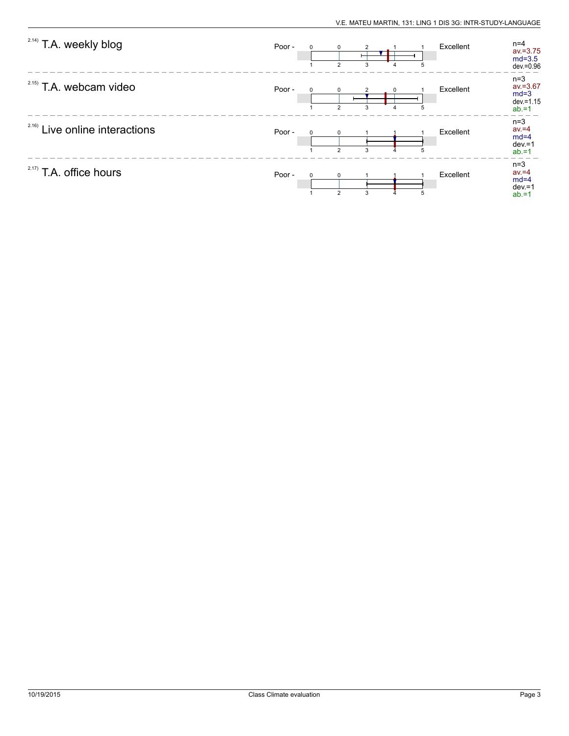**2.14) T.A. weekly blog**

Poor - / Excellent

| 1 | 2 | 3 | 4 | 5 |
|---|---|---|---|---|
| 0 | 0 | 2 | 1 | 1 |

n=4
av.=3.75
md=3.5
dev.=0.96

---

**2.15) T.A. webcam video**

Poor - / Excellent

| 1 | 2 | 3 | 4 | 5 |
|---|---|---|---|---|
| 0 | 0 | 2 | 0 | 1 |

n=3
av.=3.67
md=3
dev.=1.15
ab.=1

---

**2.16) Live online interactions**

Poor - / Excellent

| 1 | 2 | 3 | 4 | 5 |
|---|---|---|---|---|
| 0 | 0 | 1 | 1 | 1 |

n=3
av.=4
md=4
dev.=1
ab.=1

---

**2.17) T.A. office hours**

Poor - / Excellent

| 1 | 2 | 3 | 4 | 5 |
|---|---|---|---|---|
| 0 | 0 | 1 | 1 | 1 |

n=3
av.=4
md=4
dev.=1
ab.=1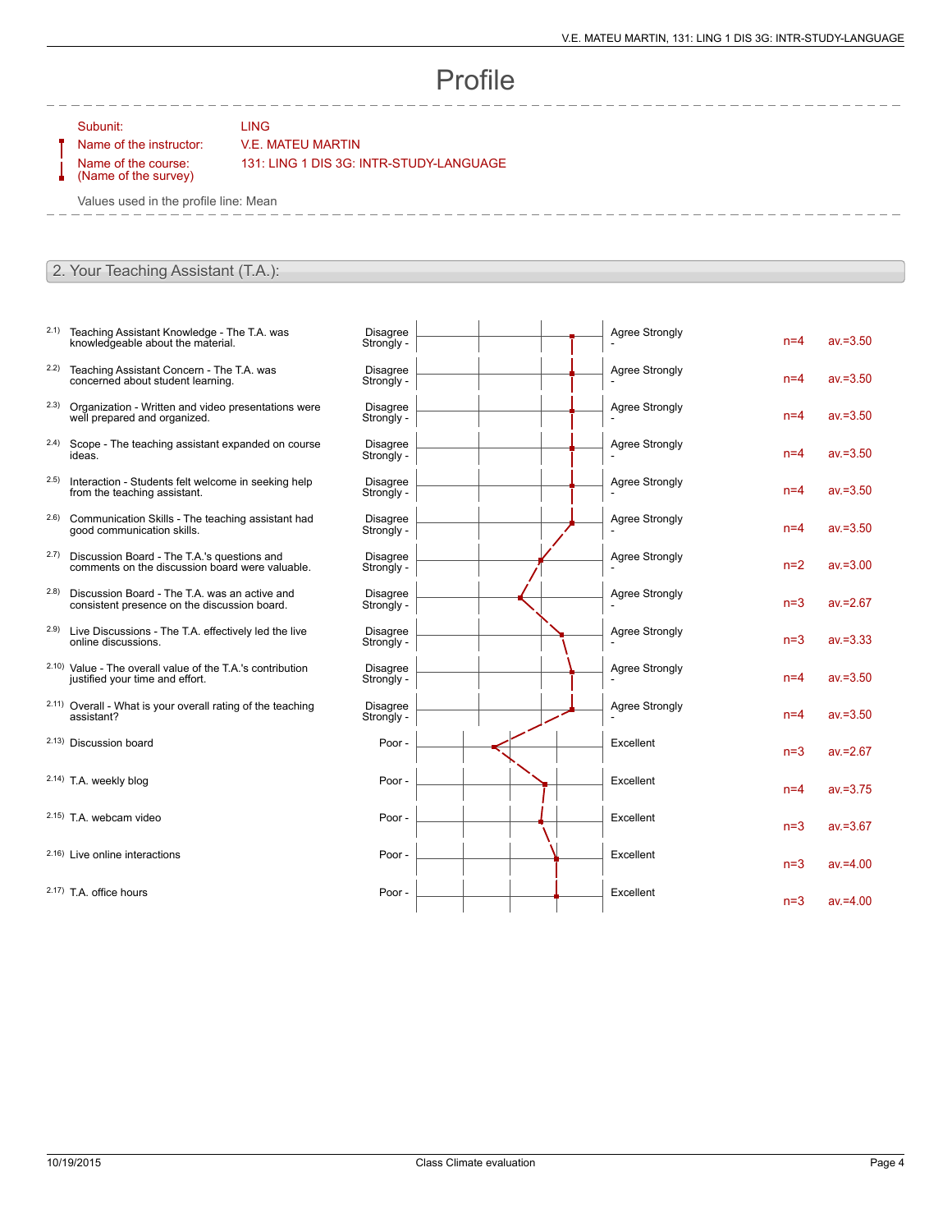# Profile

Subunit: LING

Name of the instructor: V.E. MATEU MARTIN

Name of the course: (Name of the survey) 131: LING 1 DIS 3G: INTR-STUDY-LANGUAGE

Values used in the profile line: Mean

## 2. Your Teaching Assistant (T.A.):

| | Item | Left pole | Right pole | n | av. |
|---|---|---|---|---|---|
| 2.1) | Teaching Assistant Knowledge - The T.A. was knowledgeable about the material. | Disagree Strongly - | Agree Strongly - | n=4 | av.=3.50 |
| 2.2) | Teaching Assistant Concern - The T.A. was concerned about student learning. | Disagree Strongly - | Agree Strongly - | n=4 | av.=3.50 |
| 2.3) | Organization - Written and video presentations were well prepared and organized. | Disagree Strongly - | Agree Strongly - | n=4 | av.=3.50 |
| 2.4) | Scope - The teaching assistant expanded on course ideas. | Disagree Strongly - | Agree Strongly - | n=4 | av.=3.50 |
| 2.5) | Interaction - Students felt welcome in seeking help from the teaching assistant. | Disagree Strongly - | Agree Strongly - | n=4 | av.=3.50 |
| 2.6) | Communication Skills - The teaching assistant had good communication skills. | Disagree Strongly - | Agree Strongly - | n=4 | av.=3.50 |
| 2.7) | Discussion Board - The T.A.'s questions and comments on the discussion board were valuable. | Disagree Strongly - | Agree Strongly - | n=2 | av.=3.00 |
| 2.8) | Discussion Board - The T.A. was an active and consistent presence on the discussion board. | Disagree Strongly - | Agree Strongly - | n=3 | av.=2.67 |
| 2.9) | Live Discussions - The T.A. effectively led the live online discussions. | Disagree Strongly - | Agree Strongly - | n=3 | av.=3.33 |
| 2.10) | Value - The overall value of the T.A.'s contribution justified your time and effort. | Disagree Strongly - | Agree Strongly - | n=4 | av.=3.50 |
| 2.11) | Overall - What is your overall rating of the teaching assistant? | Disagree Strongly - | Agree Strongly - | n=4 | av.=3.50 |
| 2.13) | Discussion board | Poor - | Excellent | n=3 | av.=2.67 |
| 2.14) | T.A. weekly blog | Poor - | Excellent | n=4 | av.=3.75 |
| 2.15) | T.A. webcam video | Poor - | Excellent | n=3 | av.=3.67 |
| 2.16) | Live online interactions | Poor - | Excellent | n=3 | av.=4.00 |
| 2.17) | T.A. office hours | Poor - | Excellent | n=3 | av.=4.00 |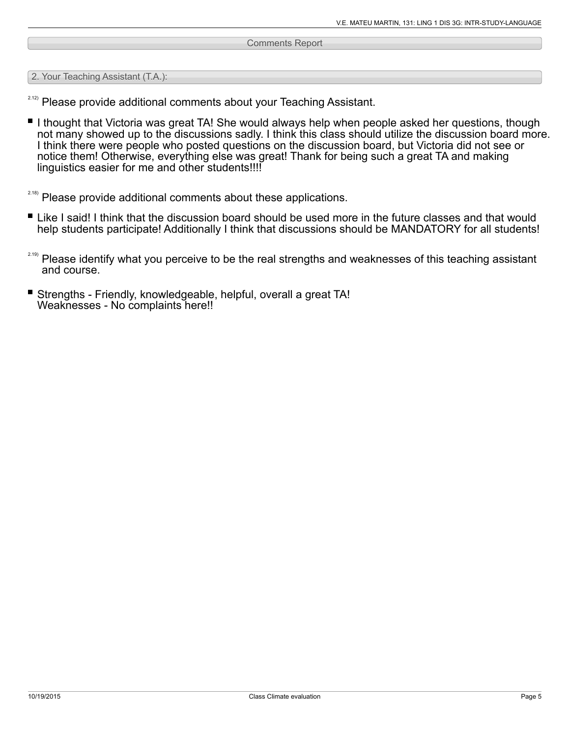## Comments Report

### 2. Your Teaching Assistant (T.A.):

2.12) Please provide additional comments about your Teaching Assistant.

- I thought that Victoria was great TA! She would always help when people asked her questions, though not many showed up to the discussions sadly. I think this class should utilize the discussion board more. I think there were people who posted questions on the discussion board, but Victoria did not see or notice them! Otherwise, everything else was great! Thank for being such a great TA and making linguistics easier for me and other students!!!!

2.18) Please provide additional comments about these applications.

- Like I said! I think that the discussion board should be used more in the future classes and that would help students participate! Additionally I think that discussions should be MANDATORY for all students!

2.19) Please identify what you perceive to be the real strengths and weaknesses of this teaching assistant and course.

- Strengths - Friendly, knowledgeable, helpful, overall a great TA!
  Weaknesses - No complaints here!!